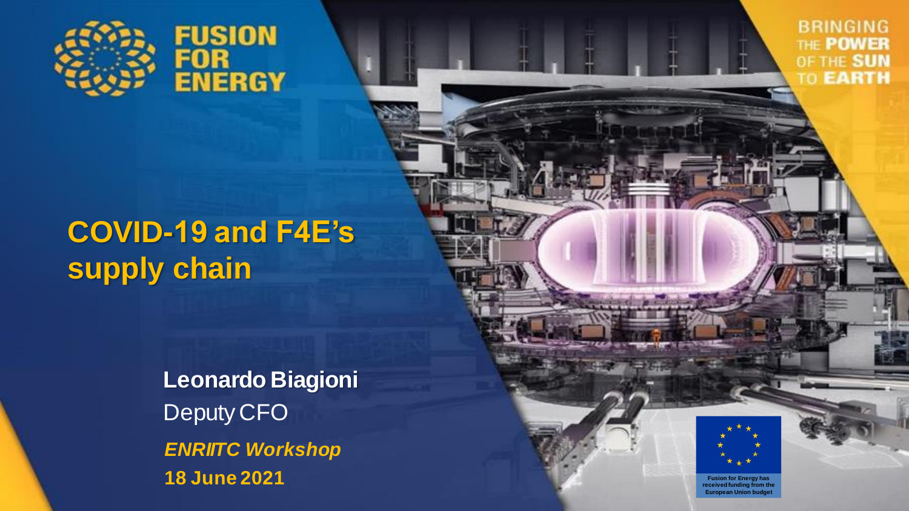FUSION FOR ENERGY

BRINGING THE POWER OF THE SUN TO EARTH

# COVID-19 and F4E's supply chain

**Leonardo Biagioni**

Deputy CFO

***ENRIITC Workshop***

**18 June 2021**

Fusion for Energy has received funding from the European Union budget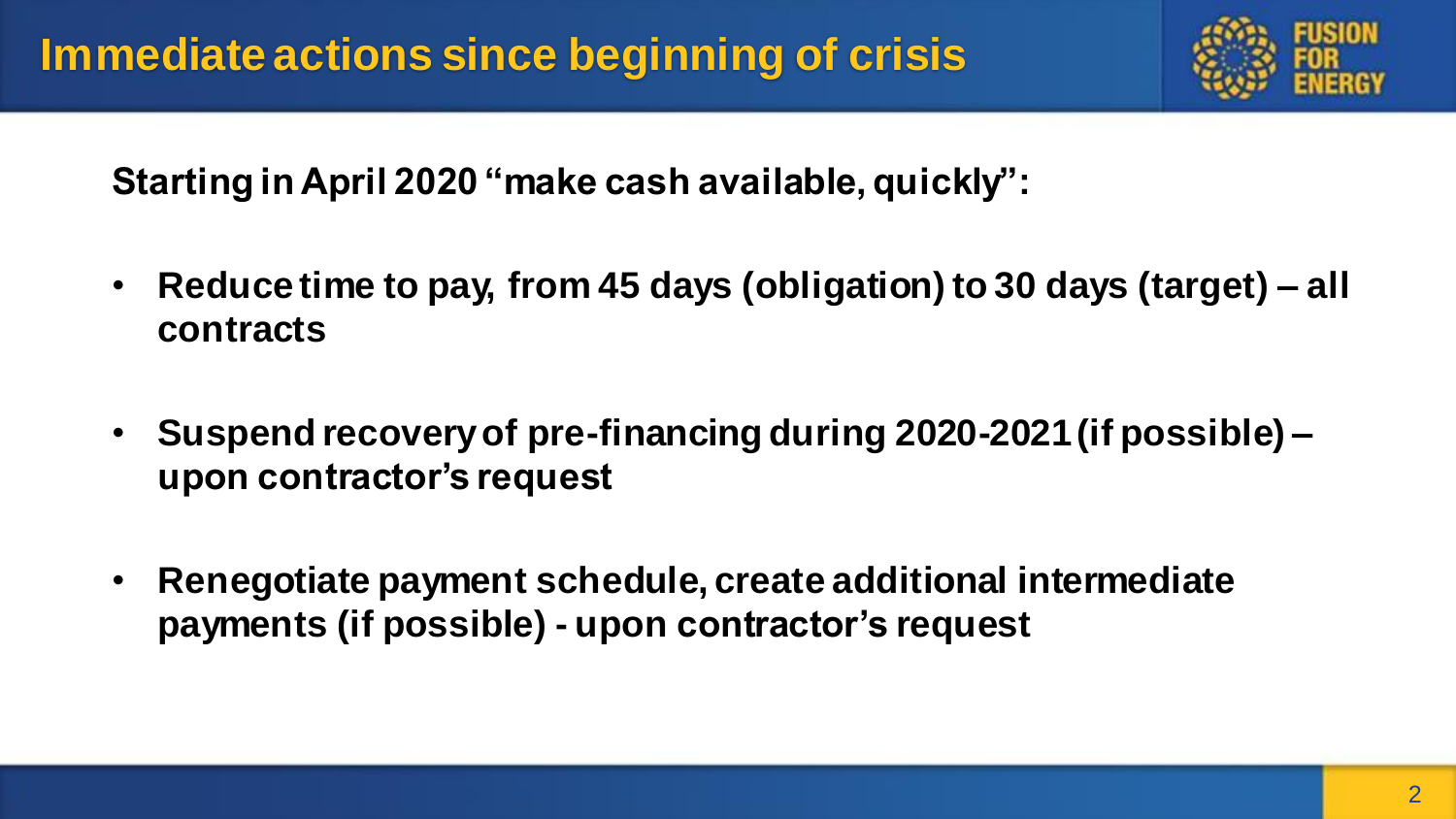# Immediate actions since beginning of crisis

**Starting in April 2020 "make cash available, quickly":**

- **Reduce time to pay, from 45 days (obligation) to 30 days (target) – all contracts**
- **Suspend recovery of pre-financing during 2020-2021 (if possible) – upon contractor's request**
- **Renegotiate payment schedule, create additional intermediate payments (if possible) - upon contractor's request**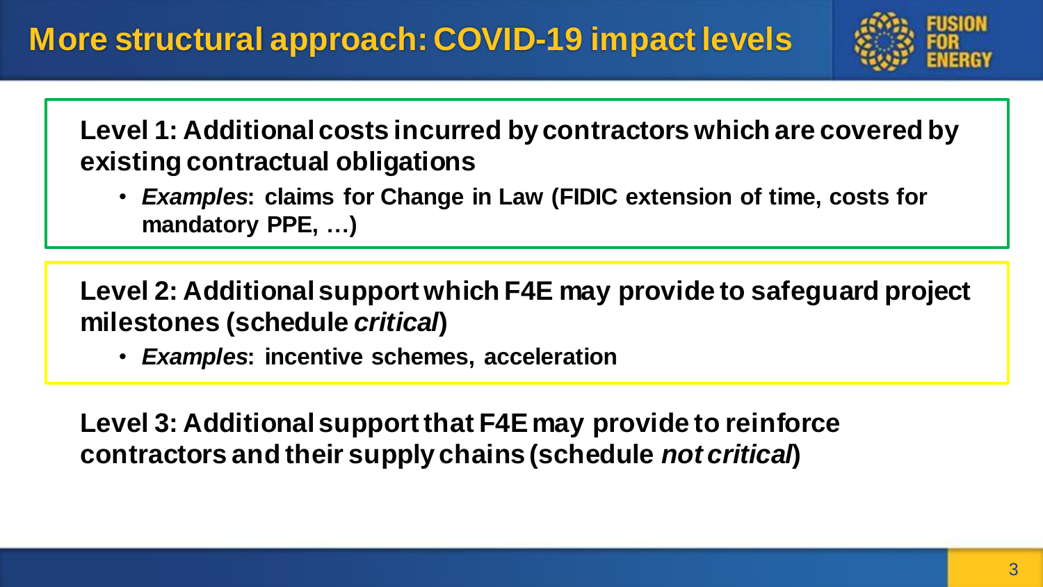# More structural approach: COVID-19 impact levels

**Level 1: Additional costs incurred by contractors which are covered by existing contractual obligations**

- ***Examples*: claims for Change in Law (FIDIC extension of time, costs for mandatory PPE, …)**

**Level 2: Additional support which F4E may provide to safeguard project milestones (schedule *critical*)**

- ***Examples*: incentive schemes, acceleration**

**Level 3: Additional support that F4E may provide to reinforce contractors and their supply chains (schedule *not critical*)**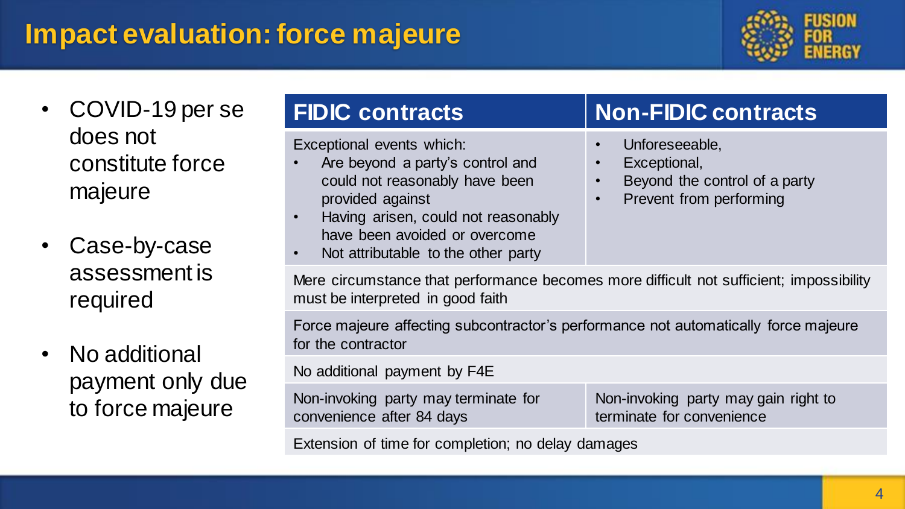# Impact evaluation: force majeure

- COVID-19 per se does not constitute force majeure
- Case-by-case assessment is required
- No additional payment only due to force majeure

| FIDIC contracts | Non-FIDIC contracts |
|---|---|
| Exceptional events which:<br>• Are beyond a party's control and could not reasonably have been provided against<br>• Having arisen, could not reasonably have been avoided or overcome<br>• Not attributable to the other party | • Unforeseeable,<br>• Exceptional,<br>• Beyond the control of a party<br>• Prevent from performing |
| Mere circumstance that performance becomes more difficult not sufficient; impossibility must be interpreted in good faith | |
| Force majeure affecting subcontractor's performance not automatically force majeure for the contractor | |
| No additional payment by F4E | |
| Non-invoking party may terminate for convenience after 84 days | Non-invoking party may gain right to terminate for convenience |
| Extension of time for completion; no delay damages | |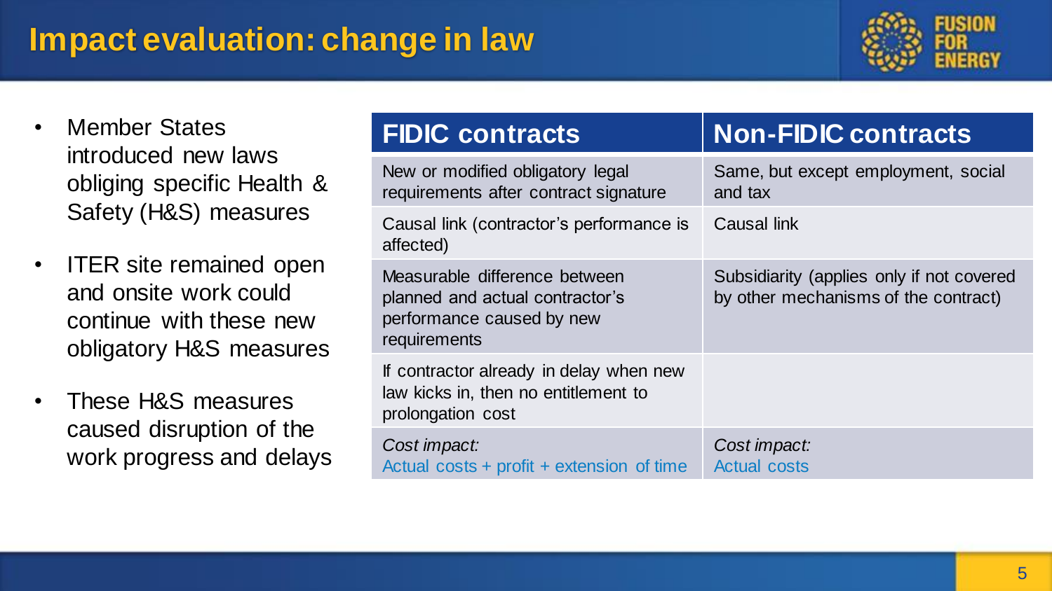# Impact evaluation: change in law

- Member States introduced new laws obliging specific Health & Safety (H&S) measures
- ITER site remained open and onsite work could continue with these new obligatory H&S measures
- These H&S measures caused disruption of the work progress and delays

| FIDIC contracts | Non-FIDIC contracts |
|---|---|
| New or modified obligatory legal requirements after contract signature | Same, but except employment, social and tax |
| Causal link (contractor's performance is affected) | Causal link |
| Measurable difference between planned and actual contractor's performance caused by new requirements | Subsidiarity (applies only if not covered by other mechanisms of the contract) |
| If contractor already in delay when new law kicks in, then no entitlement to prolongation cost | |
| *Cost impact:* Actual costs + profit + extension of time | *Cost impact:* Actual costs |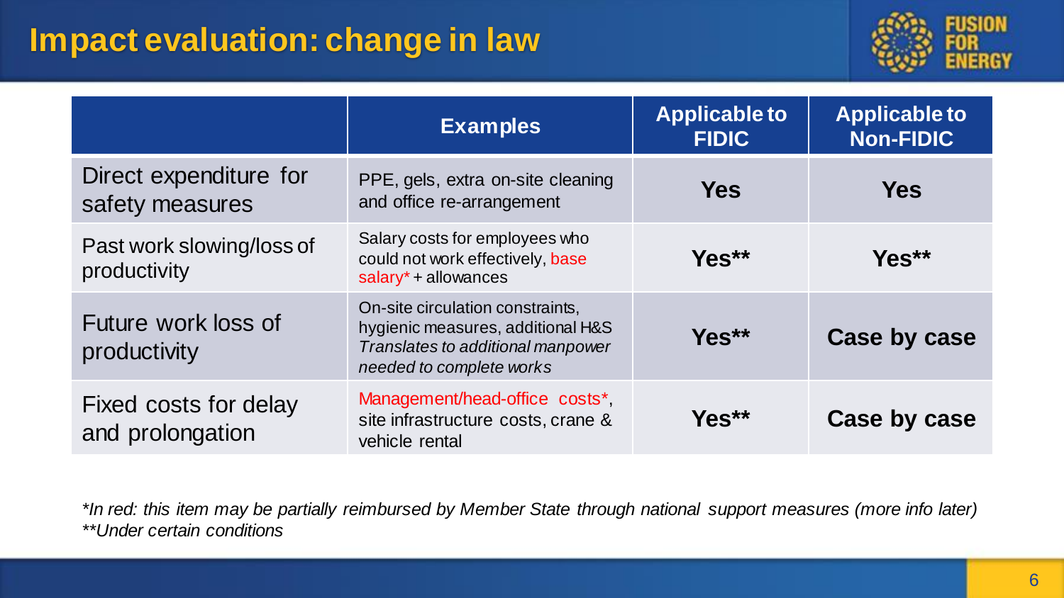# Impact evaluation: change in law

| | Examples | Applicable to FIDIC | Applicable to Non-FIDIC |
|---|---|---|---|
| Direct expenditure for safety measures | PPE, gels, extra on-site cleaning and office re-arrangement | **Yes** | **Yes** |
| Past work slowing/loss of productivity | Salary costs for employees who could not work effectively, base salary* + allowances | **Yes**** | **Yes**** |
| Future work loss of productivity | On-site circulation constraints, hygienic measures, additional H&S *Translates to additional manpower needed to complete works* | **Yes**** | **Case by case** |
| Fixed costs for delay and prolongation | Management/head-office costs*, site infrastructure costs, crane & vehicle rental | **Yes**** | **Case by case** |

*\*In red: this item may be partially reimbursed by Member State through national support measures (more info later)*
*\*\*Under certain conditions*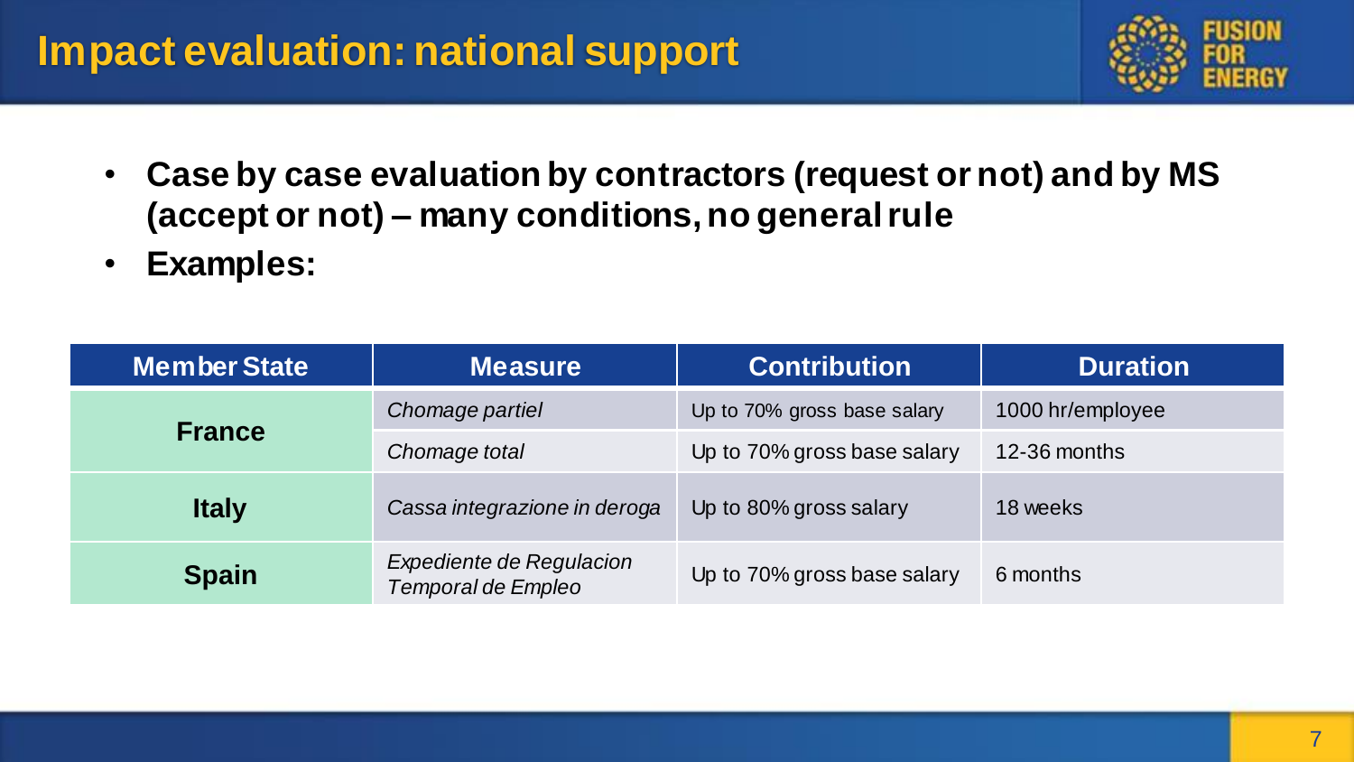# Impact evaluation: national support

- **Case by case evaluation by contractors (request or not) and by MS (accept or not) – many conditions, no general rule**
- **Examples:**

| Member State | Measure | Contribution | Duration |
|---|---|---|---|
| **France** | *Chomage partiel* | Up to 70% gross base salary | 1000 hr/employee |
| | *Chomage total* | Up to 70% gross base salary | 12-36 months |
| **Italy** | *Cassa integrazione in deroga* | Up to 80% gross salary | 18 weeks |
| **Spain** | *Expediente de Regulacion Temporal de Empleo* | Up to 70% gross base salary | 6 months |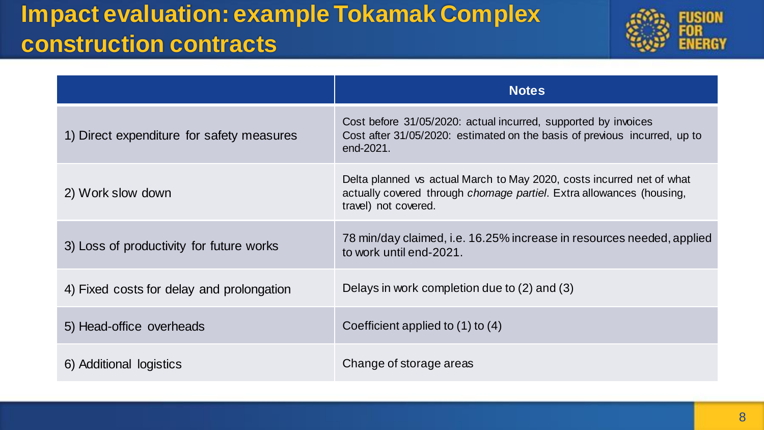# Impact evaluation: example Tokamak Complex construction contracts

| | Notes |
|---|---|
| 1) Direct expenditure for safety measures | Cost before 31/05/2020: actual incurred, supported by invoices<br>Cost after 31/05/2020: estimated on the basis of previous incurred, up to end-2021. |
| 2) Work slow down | Delta planned vs actual March to May 2020, costs incurred net of what actually covered through *chomage partiel*. Extra allowances (housing, travel) not covered. |
| 3) Loss of productivity for future works | 78 min/day claimed, i.e. 16.25% increase in resources needed, applied to work until end-2021. |
| 4) Fixed costs for delay and prolongation | Delays in work completion due to (2) and (3) |
| 5) Head-office overheads | Coefficient applied to (1) to (4) |
| 6) Additional logistics | Change of storage areas |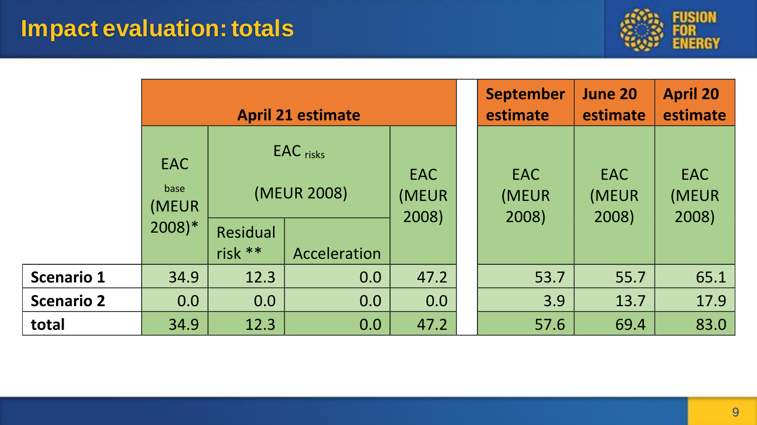# Impact evaluation: totals

| | April 21 estimate | | | | September estimate | June 20 estimate | April 20 estimate |
|---|---|---|---|---|---|---|---|
| | EAC $_{base}$ (MEUR 2008)* | EAC $_{risks}$ (MEUR 2008) | | EAC (MEUR 2008) | EAC (MEUR 2008) | EAC (MEUR 2008) | EAC (MEUR 2008) |
| | | Residual risk ** | Acceleration | | | | |
| **Scenario 1** | 34.9 | 12.3 | 0.0 | 47.2 | 53.7 | 55.7 | 65.1 |
| **Scenario 2** | 0.0 | 0.0 | 0.0 | 0.0 | 3.9 | 13.7 | 17.9 |
| **total** | 34.9 | 12.3 | 0.0 | 47.2 | 57.6 | 69.4 | 83.0 |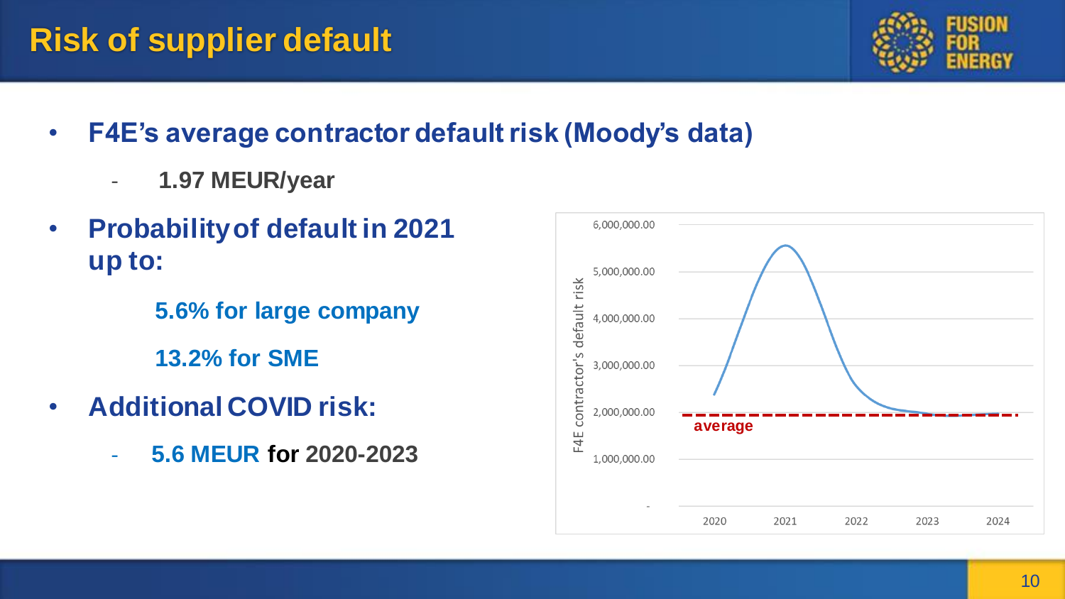# Risk of supplier default

- **F4E's average contractor default risk (Moody's data)**
  - **1.97 MEUR/year**
- **Probability of default in 2021 up to:**

  **5.6% for large company**

  **13.2% for SME**
- **Additional COVID risk:**
  - **5.6 MEUR for 2020-2023**

F4E contractor's default risk

6,000,000.00
5,000,000.00
4,000,000.00
3,000,000.00
2,000,000.00
1,000,000.00
-

2020 2021 2022 2023 2024

average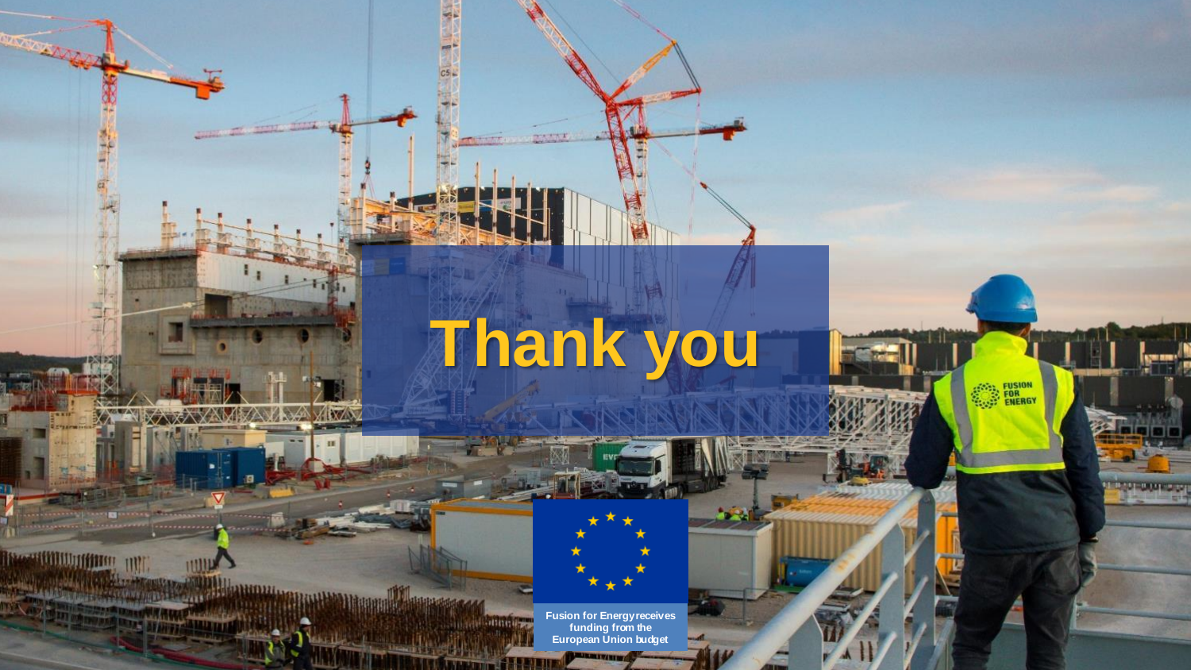# Thank you

Fusion for Energy receives funding from the European Union budget